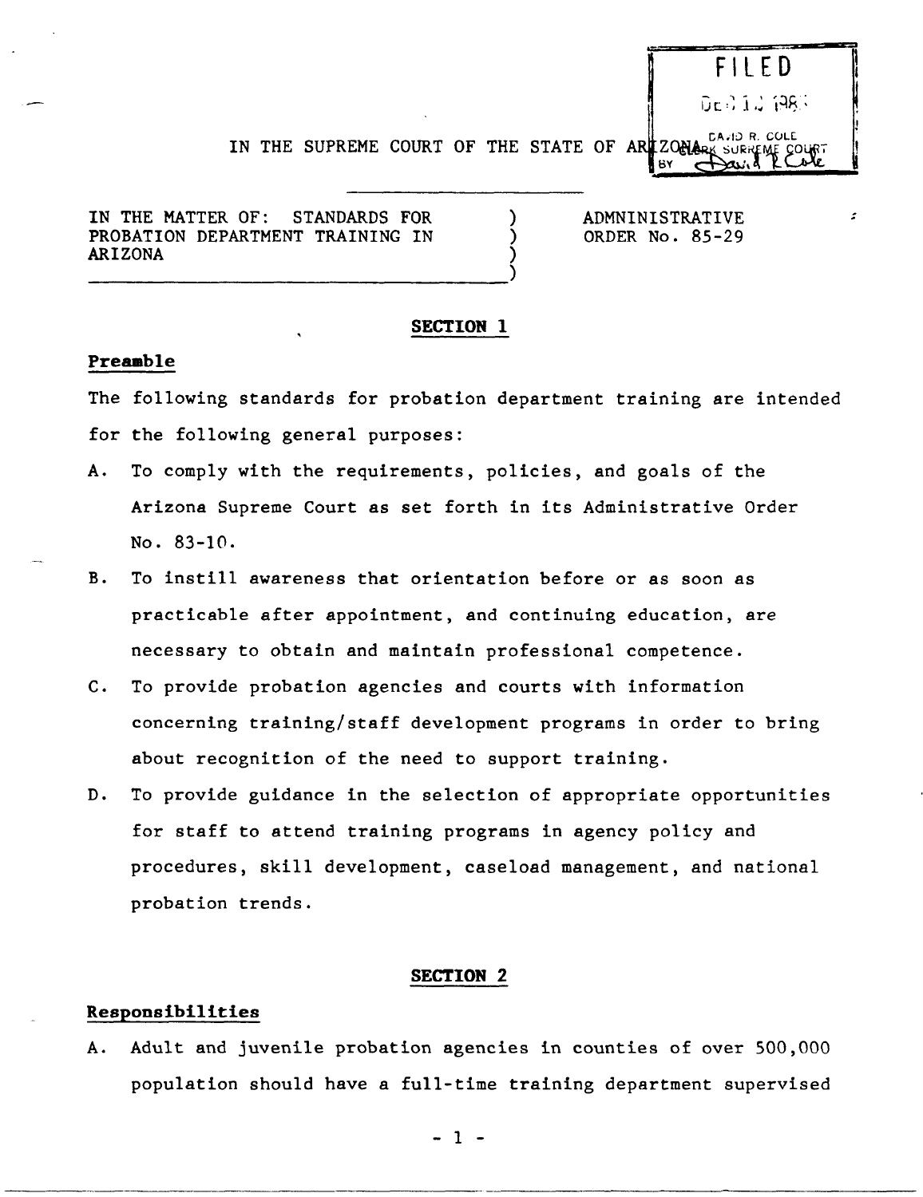FILED

DEC 1 1985

DAVID R. COLE
CLERK SUPREME COURT
BY David R Cole

IN THE SUPREME COURT OF THE STATE OF ARIZONA

IN THE MATTER OF: STANDARDS FOR PROBATION DEPARTMENT TRAINING IN ARIZONA

ADMNINISTRATIVE ORDER No. 85-29

## SECTION 1

### Preamble

The following standards for probation department training are intended for the following general purposes:

A. To comply with the requirements, policies, and goals of the Arizona Supreme Court as set forth in its Administrative Order No. 83-10.

B. To instill awareness that orientation before or as soon as practicable after appointment, and continuing education, are necessary to obtain and maintain professional competence.

C. To provide probation agencies and courts with information concerning training/staff development programs in order to bring about recognition of the need to support training.

D. To provide guidance in the selection of appropriate opportunities for staff to attend training programs in agency policy and procedures, skill development, caseload management, and national probation trends.

## SECTION 2

### Responsibilities

A. Adult and juvenile probation agencies in counties of over 500,000 population should have a full-time training department supervised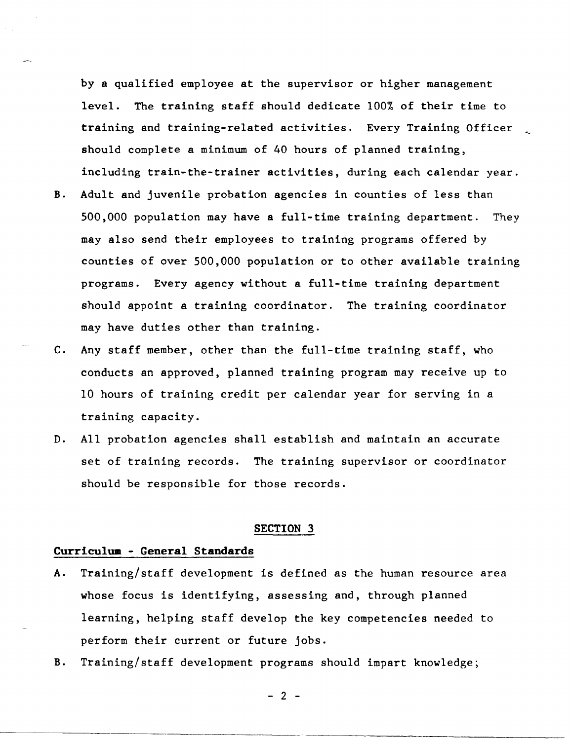by a qualified employee at the supervisor or higher management level. The training staff should dedicate 100% of their time to training and training-related activities. Every Training Officer should complete a minimum of 40 hours of planned training, including train-the-trainer activities, during each calendar year.

B. Adult and juvenile probation agencies in counties of less than 500,000 population may have a full-time training department. They may also send their employees to training programs offered by counties of over 500,000 population or to other available training programs. Every agency without a full-time training department should appoint a training coordinator. The training coordinator may have duties other than training.

C. Any staff member, other than the full-time training staff, who conducts an approved, planned training program may receive up to 10 hours of training credit per calendar year for serving in a training capacity.

D. All probation agencies shall establish and maintain an accurate set of training records. The training supervisor or coordinator should be responsible for those records.

## SECTION 3

**Curriculum - General Standards**

A. Training/staff development is defined as the human resource area whose focus is identifying, assessing and, through planned learning, helping staff develop the key competencies needed to perform their current or future jobs.

B. Training/staff development programs should impart knowledge;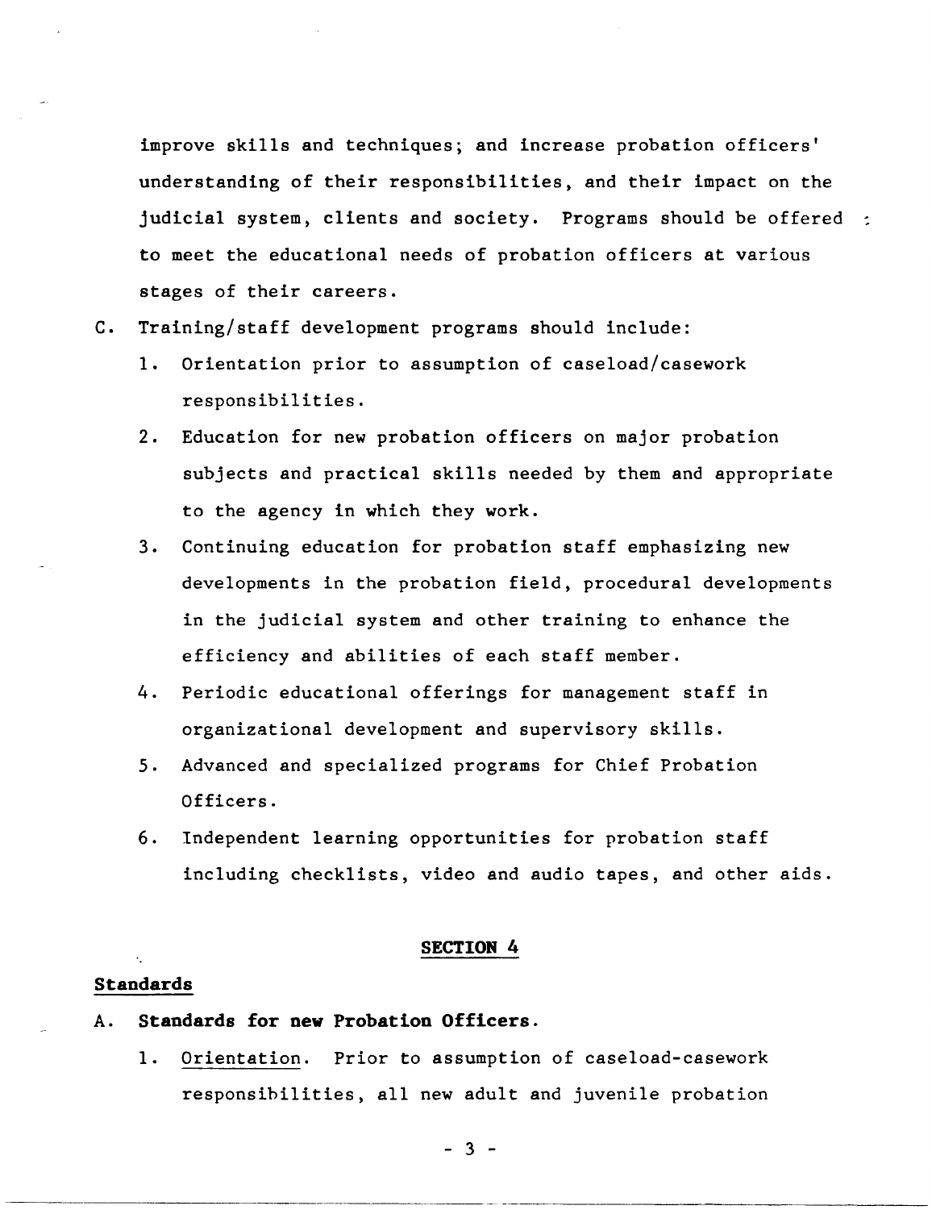improve skills and techniques; and increase probation officers' understanding of their responsibilities, and their impact on the judicial system, clients and society. Programs should be offered to meet the educational needs of probation officers at various stages of their careers.

C. Training/staff development programs should include:

   1. Orientation prior to assumption of caseload/casework responsibilities.

   2. Education for new probation officers on major probation subjects and practical skills needed by them and appropriate to the agency in which they work.

   3. Continuing education for probation staff emphasizing new developments in the probation field, procedural developments in the judicial system and other training to enhance the efficiency and abilities of each staff member.

   4. Periodic educational offerings for management staff in organizational development and supervisory skills.

   5. Advanced and specialized programs for Chief Probation Officers.

   6. Independent learning opportunities for probation staff including checklists, video and audio tapes, and other aids.

## SECTION 4

### Standards

A. **Standards for new Probation Officers.**

   1. Orientation. Prior to assumption of caseload-casework responsibilities, all new adult and juvenile probation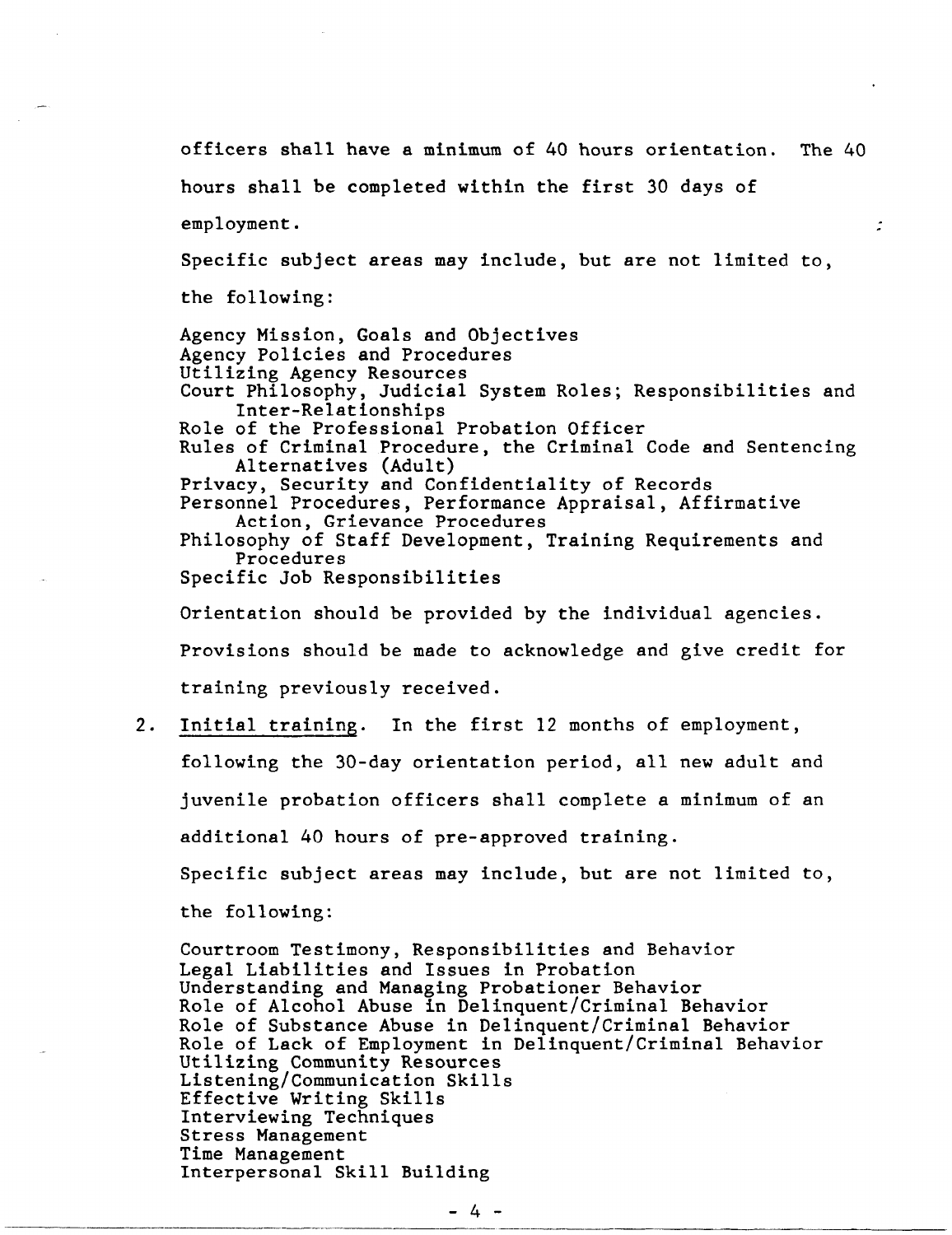officers shall have a minimum of 40 hours orientation. The 40 hours shall be completed within the first 30 days of employment.

Specific subject areas may include, but are not limited to, the following:

Agency Mission, Goals and Objectives
Agency Policies and Procedures
Utilizing Agency Resources
Court Philosophy, Judicial System Roles; Responsibilities and Inter-Relationships
Role of the Professional Probation Officer
Rules of Criminal Procedure, the Criminal Code and Sentencing Alternatives (Adult)
Privacy, Security and Confidentiality of Records
Personnel Procedures, Performance Appraisal, Affirmative Action, Grievance Procedures
Philosophy of Staff Development, Training Requirements and Procedures
Specific Job Responsibilities

Orientation should be provided by the individual agencies. Provisions should be made to acknowledge and give credit for training previously received.

2. Initial training. In the first 12 months of employment, following the 30-day orientation period, all new adult and juvenile probation officers shall complete a minimum of an additional 40 hours of pre-approved training.

   Specific subject areas may include, but are not limited to, the following:

   Courtroom Testimony, Responsibilities and Behavior
   Legal Liabilities and Issues in Probation
   Understanding and Managing Probationer Behavior
   Role of Alcohol Abuse in Delinquent/Criminal Behavior
   Role of Substance Abuse in Delinquent/Criminal Behavior
   Role of Lack of Employment in Delinquent/Criminal Behavior
   Utilizing Community Resources
   Listening/Communication Skills
   Effective Writing Skills
   Interviewing Techniques
   Stress Management
   Time Management
   Interpersonal Skill Building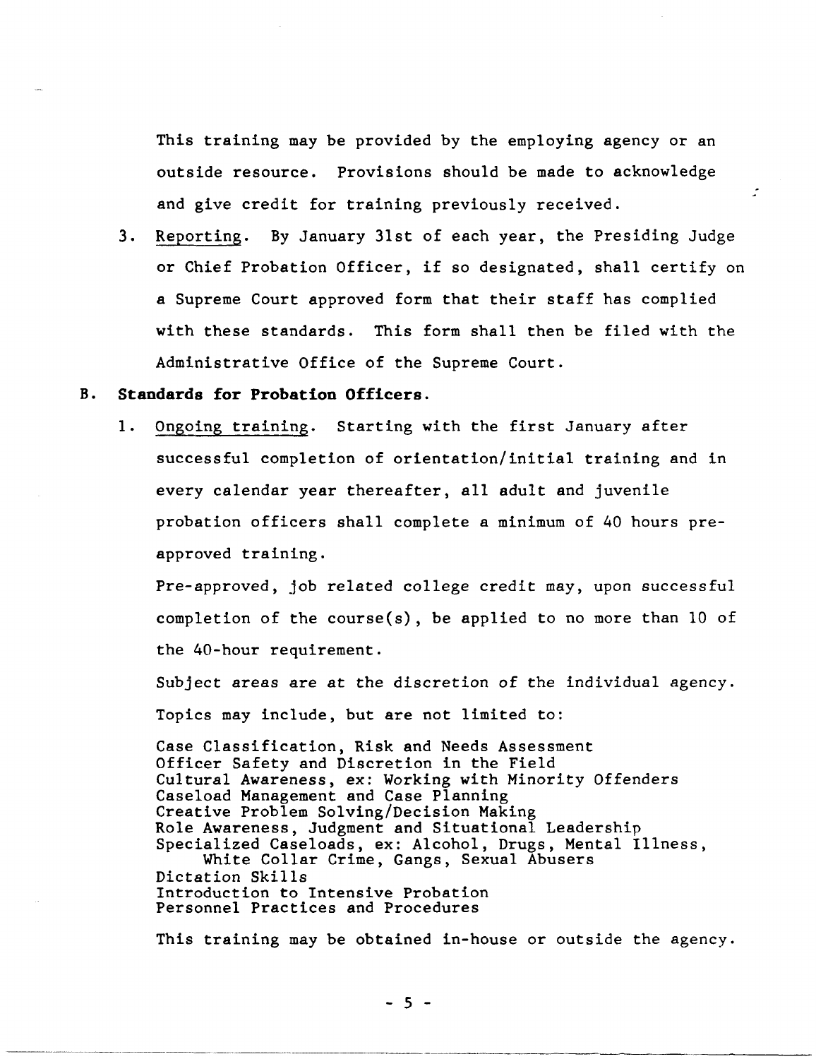This training may be provided by the employing agency or an outside resource. Provisions should be made to acknowledge and give credit for training previously received.

3. Reporting. By January 31st of each year, the Presiding Judge or Chief Probation Officer, if so designated, shall certify on a Supreme Court approved form that their staff has complied with these standards. This form shall then be filed with the Administrative Office of the Supreme Court.

## B. Standards for Probation Officers.

1. Ongoing training. Starting with the first January after successful completion of orientation/initial training and in every calendar year thereafter, all adult and juvenile probation officers shall complete a minimum of 40 hours pre-approved training.

   Pre-approved, job related college credit may, upon successful completion of the course(s), be applied to no more than 10 of the 40-hour requirement.

   Subject areas are at the discretion of the individual agency. Topics may include, but are not limited to:

   Case Classification, Risk and Needs Assessment
   Officer Safety and Discretion in the Field
   Cultural Awareness, ex: Working with Minority Offenders
   Caseload Management and Case Planning
   Creative Problem Solving/Decision Making
   Role Awareness, Judgment and Situational Leadership
   Specialized Caseloads, ex: Alcohol, Drugs, Mental Illness, White Collar Crime, Gangs, Sexual Abusers
   Dictation Skills
   Introduction to Intensive Probation
   Personnel Practices and Procedures

   This training may be obtained in-house or outside the agency.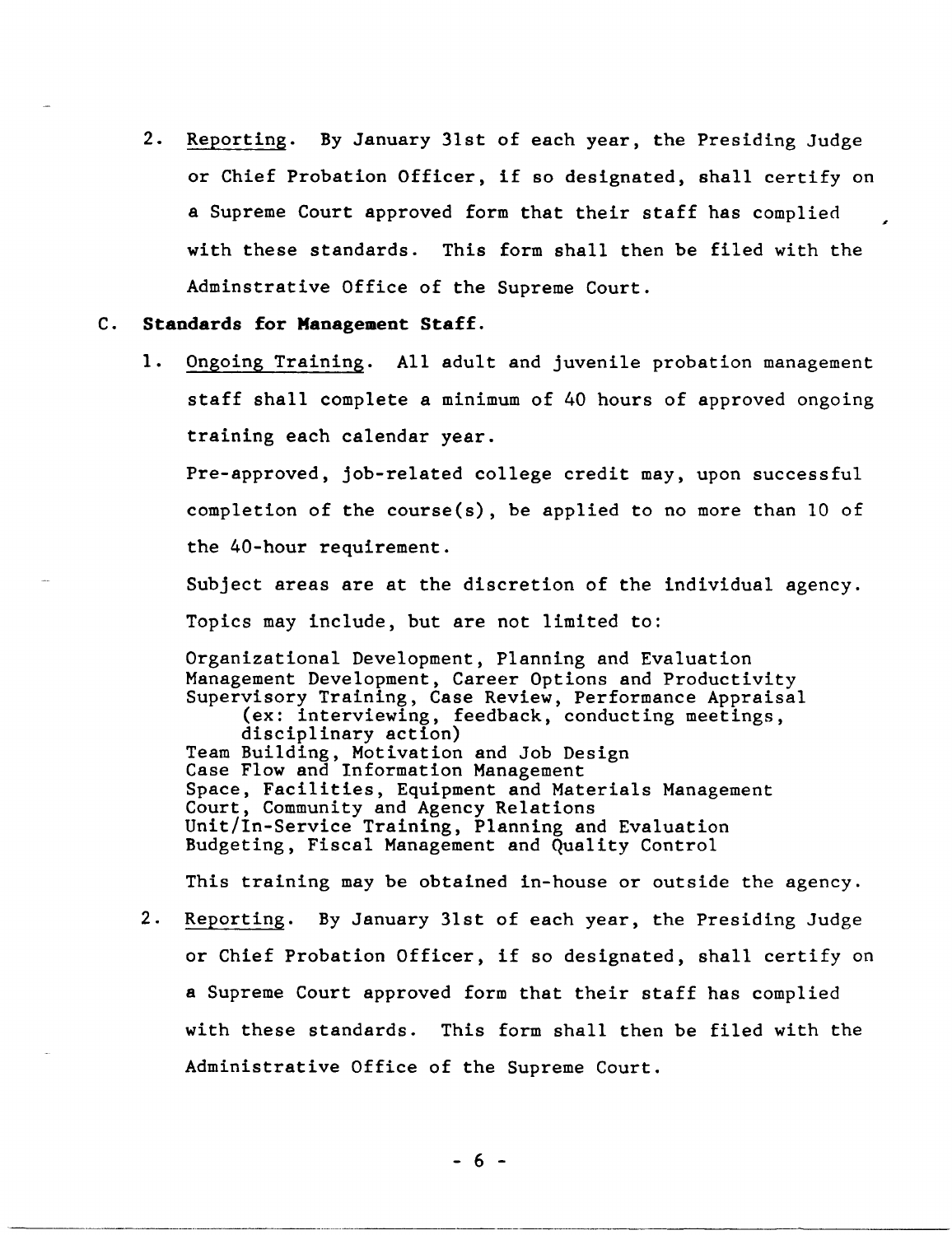2. Reporting. By January 31st of each year, the Presiding Judge or Chief Probation Officer, if so designated, shall certify on a Supreme Court approved form that their staff has complied with these standards. This form shall then be filed with the Adminstrative Office of the Supreme Court.

C. **Standards for Management Staff.**

1. Ongoing Training. All adult and juvenile probation management staff shall complete a minimum of 40 hours of approved ongoing training each calendar year.

   Pre-approved, job-related college credit may, upon successful completion of the course(s), be applied to no more than 10 of the 40-hour requirement.

   Subject areas are at the discretion of the individual agency.

   Topics may include, but are not limited to:

   Organizational Development, Planning and Evaluation
   Management Development, Career Options and Productivity
   Supervisory Training, Case Review, Performance Appraisal
   (ex: interviewing, feedback, conducting meetings, disciplinary action)
   Team Building, Motivation and Job Design
   Case Flow and Information Management
   Space, Facilities, Equipment and Materials Management
   Court, Community and Agency Relations
   Unit/In-Service Training, Planning and Evaluation
   Budgeting, Fiscal Management and Quality Control

   This training may be obtained in-house or outside the agency.

2. Reporting. By January 31st of each year, the Presiding Judge or Chief Probation Officer, if so designated, shall certify on a Supreme Court approved form that their staff has complied with these standards. This form shall then be filed with the Administrative Office of the Supreme Court.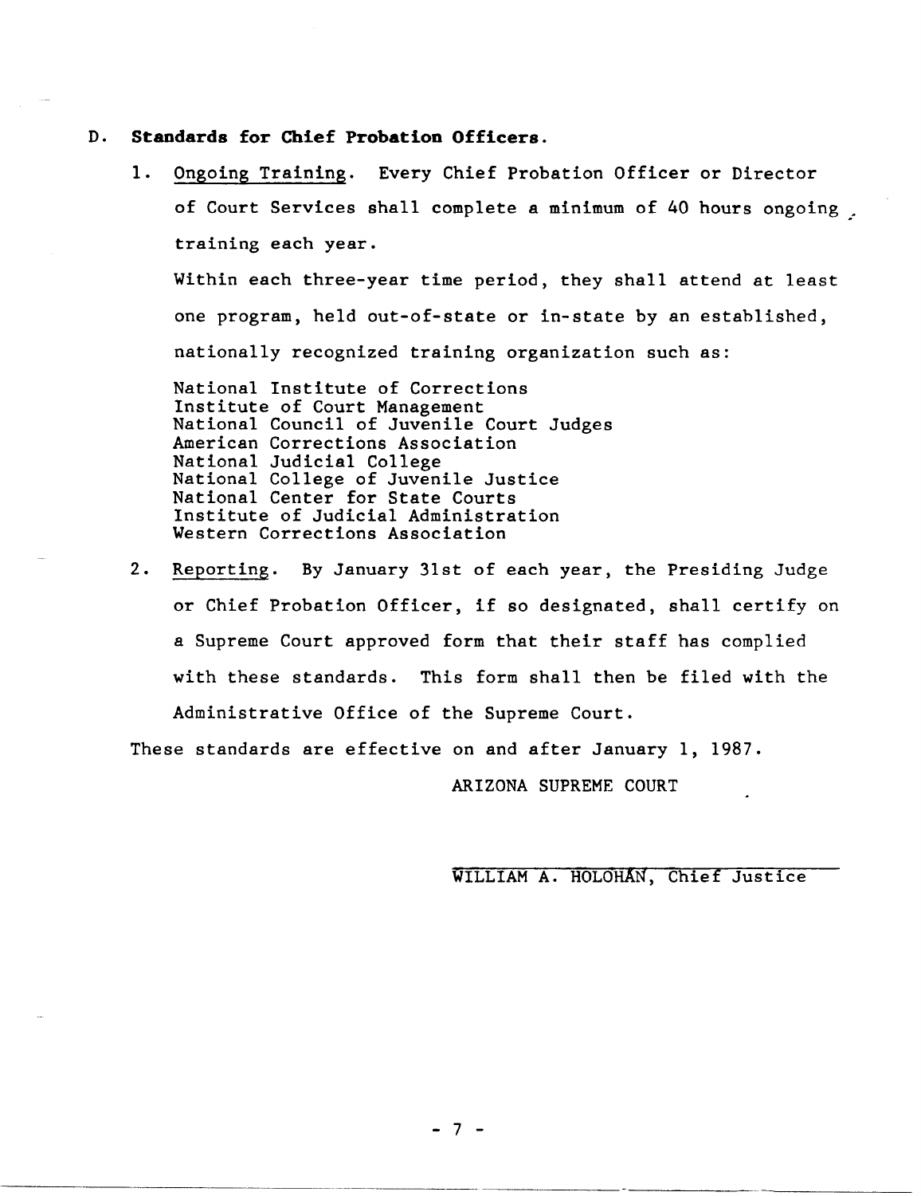D. **Standards for Chief Probation Officers.**

1. Ongoing Training. Every Chief Probation Officer or Director of Court Services shall complete a minimum of 40 hours ongoing training each year.

   Within each three-year time period, they shall attend at least one program, held out-of-state or in-state by an established, nationally recognized training organization such as:

   National Institute of Corrections
   Institute of Court Management
   National Council of Juvenile Court Judges
   American Corrections Association
   National Judicial College
   National College of Juvenile Justice
   National Center for State Courts
   Institute of Judicial Administration
   Western Corrections Association

2. Reporting. By January 31st of each year, the Presiding Judge or Chief Probation Officer, if so designated, shall certify on a Supreme Court approved form that their staff has complied with these standards. This form shall then be filed with the Administrative Office of the Supreme Court.

These standards are effective on and after January 1, 1987.

ARIZONA SUPREME COURT

WILLIAM A. HOLOHAN, Chief Justice